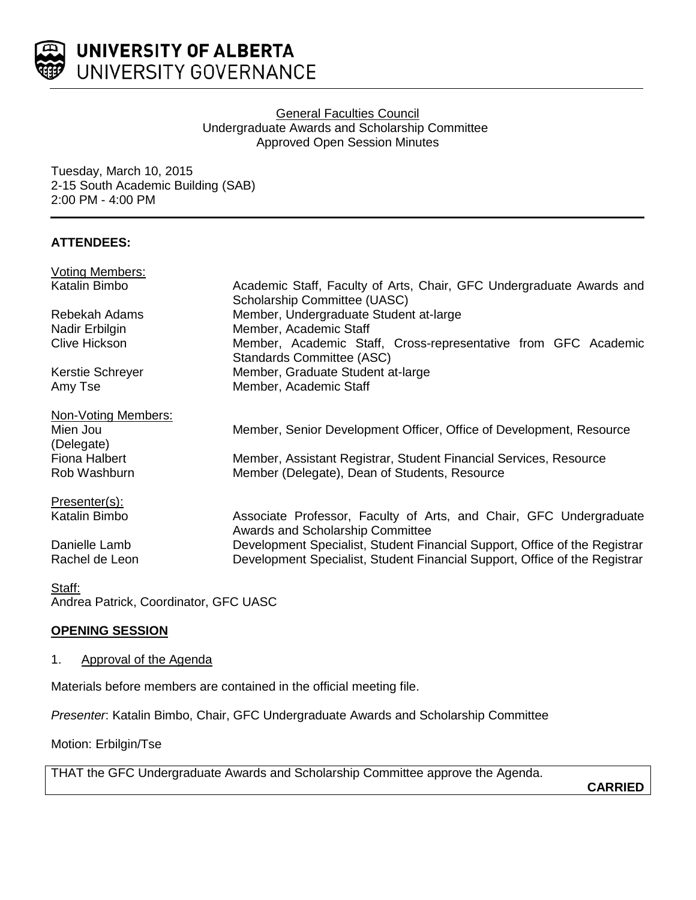UNIVERSITY OF ALBERTA
UNIVERSITY GOVERNANCE

General Faculties Council
Undergraduate Awards and Scholarship Committee
Approved Open Session Minutes

Tuesday, March 10, 2015
2-15 South Academic Building (SAB)
2:00 PM - 4:00 PM

**ATTENDEES:**

Voting Members:

| | |
|---|---|
| Katalin Bimbo | Academic Staff, Faculty of Arts, Chair, GFC Undergraduate Awards and Scholarship Committee (UASC) |
| Rebekah Adams | Member, Undergraduate Student at-large |
| Nadir Erbilgin | Member, Academic Staff |
| Clive Hickson | Member, Academic Staff, Cross-representative from GFC Academic Standards Committee (ASC) |
| Kerstie Schreyer | Member, Graduate Student at-large |
| Amy Tse | Member, Academic Staff |

Non-Voting Members:

| | |
|---|---|
| Mien Jou (Delegate) | Member, Senior Development Officer, Office of Development, Resource |
| Fiona Halbert | Member, Assistant Registrar, Student Financial Services, Resource |
| Rob Washburn | Member (Delegate), Dean of Students, Resource |

Presenter(s):

| | |
|---|---|
| Katalin Bimbo | Associate Professor, Faculty of Arts, and Chair, GFC Undergraduate Awards and Scholarship Committee |
| Danielle Lamb | Development Specialist, Student Financial Support, Office of the Registrar |
| Rachel de Leon | Development Specialist, Student Financial Support, Office of the Registrar |

Staff:
Andrea Patrick, Coordinator, GFC UASC

**OPENING SESSION**

1. Approval of the Agenda

Materials before members are contained in the official meeting file.

*Presenter*: Katalin Bimbo, Chair, GFC Undergraduate Awards and Scholarship Committee

Motion: Erbilgin/Tse

THAT the GFC Undergraduate Awards and Scholarship Committee approve the Agenda.

**CARRIED**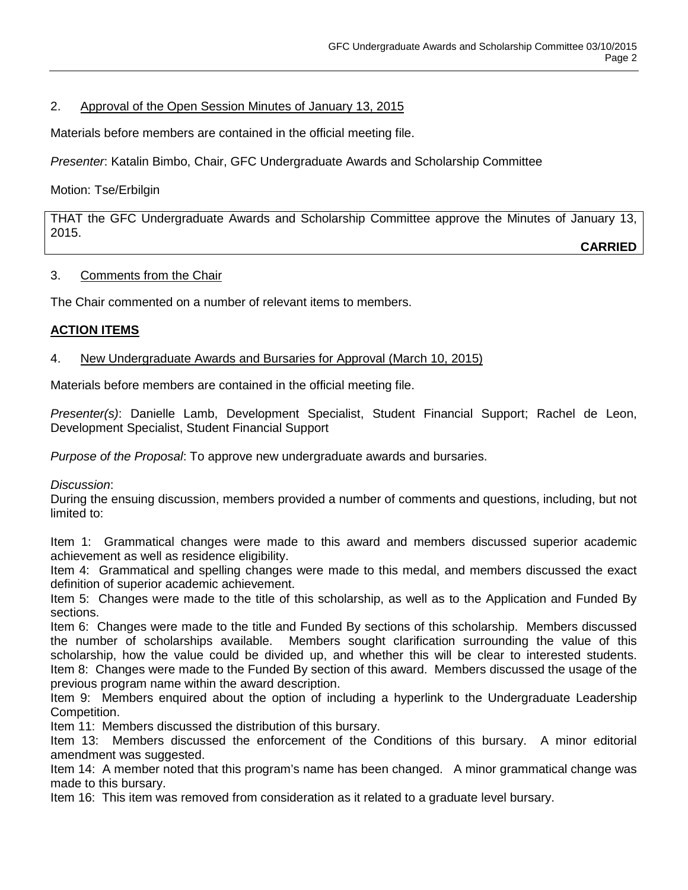2. Approval of the Open Session Minutes of January 13, 2015

Materials before members are contained in the official meeting file.

*Presenter*: Katalin Bimbo, Chair, GFC Undergraduate Awards and Scholarship Committee

Motion: Tse/Erbilgin

| THAT the GFC Undergraduate Awards and Scholarship Committee approve the Minutes of January 13, 2015. **CARRIED** |
|---|

3. Comments from the Chair

The Chair commented on a number of relevant items to members.

**ACTION ITEMS**

4. New Undergraduate Awards and Bursaries for Approval (March 10, 2015)

Materials before members are contained in the official meeting file.

*Presenter(s)*: Danielle Lamb, Development Specialist, Student Financial Support; Rachel de Leon, Development Specialist, Student Financial Support

*Purpose of the Proposal*: To approve new undergraduate awards and bursaries.

*Discussion*:
During the ensuing discussion, members provided a number of comments and questions, including, but not limited to:

Item 1: Grammatical changes were made to this award and members discussed superior academic achievement as well as residence eligibility.
Item 4: Grammatical and spelling changes were made to this medal, and members discussed the exact definition of superior academic achievement.
Item 5: Changes were made to the title of this scholarship, as well as to the Application and Funded By sections.
Item 6: Changes were made to the title and Funded By sections of this scholarship. Members discussed the number of scholarships available. Members sought clarification surrounding the value of this scholarship, how the value could be divided up, and whether this will be clear to interested students.
Item 8: Changes were made to the Funded By section of this award. Members discussed the usage of the previous program name within the award description.
Item 9: Members enquired about the option of including a hyperlink to the Undergraduate Leadership Competition.
Item 11: Members discussed the distribution of this bursary.
Item 13: Members discussed the enforcement of the Conditions of this bursary. A minor editorial amendment was suggested.
Item 14: A member noted that this program's name has been changed. A minor grammatical change was made to this bursary.
Item 16: This item was removed from consideration as it related to a graduate level bursary.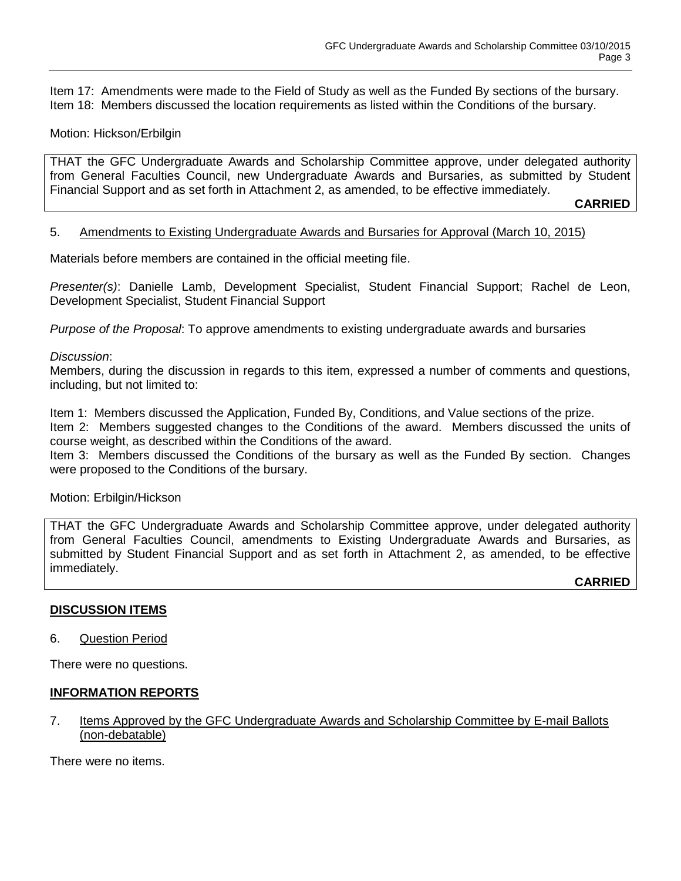Item 17: Amendments were made to the Field of Study as well as the Funded By sections of the bursary.
Item 18: Members discussed the location requirements as listed within the Conditions of the bursary.

Motion: Hickson/Erbilgin

> THAT the GFC Undergraduate Awards and Scholarship Committee approve, under delegated authority from General Faculties Council, new Undergraduate Awards and Bursaries, as submitted by Student Financial Support and as set forth in Attachment 2, as amended, to be effective immediately.
>
> **CARRIED**

5. <u>Amendments to Existing Undergraduate Awards and Bursaries for Approval (March 10, 2015)</u>

Materials before members are contained in the official meeting file.

*Presenter(s)*: Danielle Lamb, Development Specialist, Student Financial Support; Rachel de Leon, Development Specialist, Student Financial Support

*Purpose of the Proposal*: To approve amendments to existing undergraduate awards and bursaries

*Discussion*:
Members, during the discussion in regards to this item, expressed a number of comments and questions, including, but not limited to:

Item 1: Members discussed the Application, Funded By, Conditions, and Value sections of the prize.
Item 2: Members suggested changes to the Conditions of the award. Members discussed the units of course weight, as described within the Conditions of the award.
Item 3: Members discussed the Conditions of the bursary as well as the Funded By section. Changes were proposed to the Conditions of the bursary.

Motion: Erbilgin/Hickson

> THAT the GFC Undergraduate Awards and Scholarship Committee approve, under delegated authority from General Faculties Council, amendments to Existing Undergraduate Awards and Bursaries, as submitted by Student Financial Support and as set forth in Attachment 2, as amended, to be effective immediately.
>
> **CARRIED**

## DISCUSSION ITEMS

6. <u>Question Period</u>

There were no questions.

## INFORMATION REPORTS

7. <u>Items Approved by the GFC Undergraduate Awards and Scholarship Committee by E-mail Ballots (non-debatable)</u>

There were no items.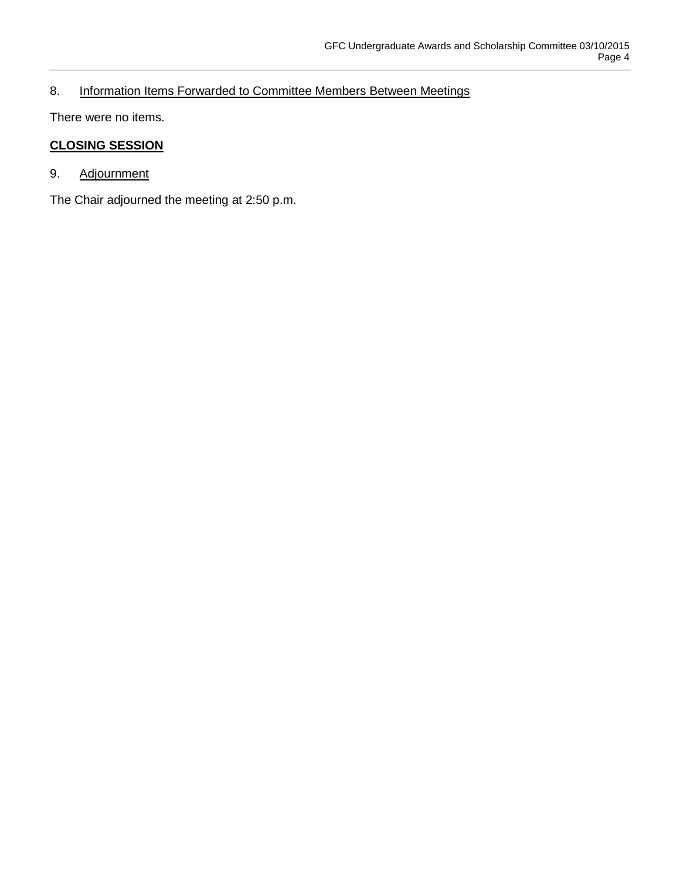8. Information Items Forwarded to Committee Members Between Meetings

There were no items.

**CLOSING SESSION**

9. Adjournment

The Chair adjourned the meeting at 2:50 p.m.